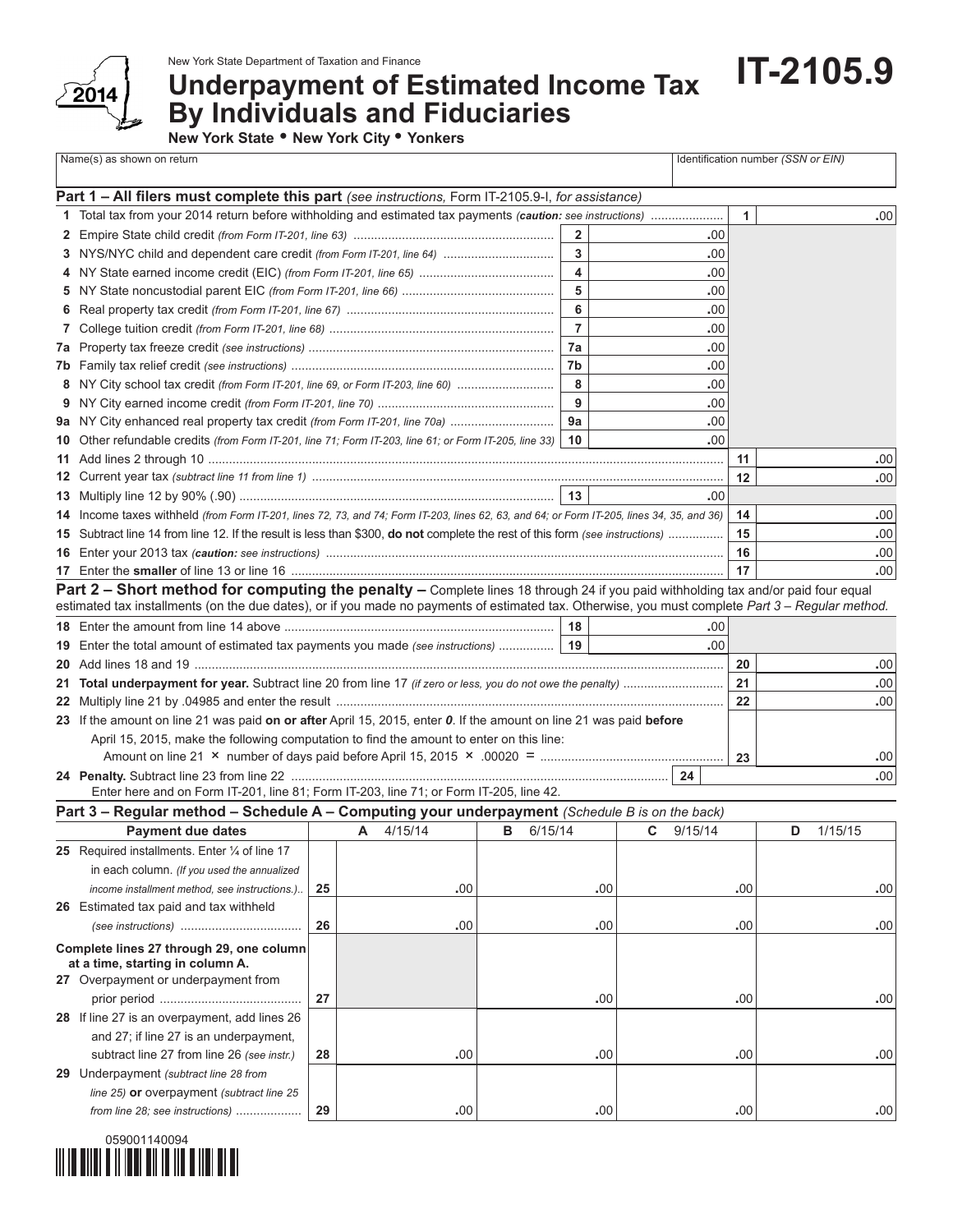New York State Department of Taxation and Finance

2014

# Underpayment of Estimated Income Tax By Individuals and Fiduciaries

**IT-2105.9**

**New York State • New York City • Yonkers**

| Name(s) as shown on return | Identification number *(SSN or EIN)* |
|---|---|
| | |

## Part 1 – All filers must complete this part *(see instructions,* Form IT-2105.9-I, *for assistance)*

| Line | Description | | | | |
|---|---|---|---|---|---|
| **1** | Total tax from your 2014 return before withholding and estimated tax payments *(**caution:** see instructions)* | | | 1 | .00 |
| **2** | Empire State child credit *(from Form IT-201, line 63)* | 2 | .00 | | |
| **3** | NYS/NYC child and dependent care credit *(from Form IT-201, line 64)* | 3 | .00 | | |
| **4** | NY State earned income credit (EIC) *(from Form IT-201, line 65)* | 4 | .00 | | |
| **5** | NY State noncustodial parent EIC *(from Form IT-201, line 66)* | 5 | .00 | | |
| **6** | Real property tax credit *(from Form IT-201, line 67)* | 6 | .00 | | |
| **7** | College tuition credit *(from Form IT-201, line 68)* | 7 | .00 | | |
| **7a** | Property tax freeze credit *(see instructions)* | 7a | .00 | | |
| **7b** | Family tax relief credit *(see instructions)* | 7b | .00 | | |
| **8** | NY City school tax credit *(from Form IT-201, line 69, or Form IT-203, line 60)* | 8 | .00 | | |
| **9** | NY City earned income credit *(from Form IT-201, line 70)* | 9 | .00 | | |
| **9a** | NY City enhanced real property tax credit *(from Form IT-201, line 70a)* | 9a | .00 | | |
| **10** | Other refundable credits *(from Form IT-201, line 71; Form IT-203, line 61; or Form IT-205, line 33)* | 10 | .00 | | |
| **11** | Add lines 2 through 10 | | | 11 | .00 |
| **12** | Current year tax *(subtract line 11 from line 1)* | | | 12 | .00 |
| **13** | Multiply line 12 by 90% (.90) | 13 | .00 | | |
| **14** | Income taxes withheld *(from Form IT-201, lines 72, 73, and 74; Form IT-203, lines 62, 63, and 64; or Form IT-205, lines 34, 35, and 36)* | | | 14 | .00 |
| **15** | Subtract line 14 from line 12. If the result is less than $300, **do not** complete the rest of this form *(see instructions)* | | | 15 | .00 |
| **16** | Enter your 2013 tax *(**caution:** see instructions)* | | | 16 | .00 |
| **17** | Enter the **smaller** of line 13 or line 16 | | | 17 | .00 |

## Part 2 – Short method for computing the penalty – 

Complete lines 18 through 24 if you paid withholding tax and/or paid four equal estimated tax installments (on the due dates), or if you made no payments of estimated tax. Otherwise, you must complete *Part 3 – Regular method.*

| Line | Description | | | | |
|---|---|---|---|---|---|
| **18** | Enter the amount from line 14 above | 18 | .00 | | |
| **19** | Enter the total amount of estimated tax payments you made *(see instructions)* | 19 | .00 | | |
| **20** | Add lines 18 and 19 | | | 20 | .00 |
| **21** | **Total underpayment for year.** Subtract line 20 from line 17 *(if zero or less, you do not owe the penalty)* | | | 21 | .00 |
| **22** | Multiply line 21 by .04985 and enter the result | | | 22 | .00 |
| **23** | If the amount on line 21 was paid **on or after** April 15, 2015, enter ***0***. If the amount on line 21 was paid **before** April 15, 2015, make the following computation to find the amount to enter on this line: Amount on line 21 × number of days paid before April 15, 2015 × .00020 = | | | 23 | .00 |
| **24** | **Penalty.** Subtract line 23 from line 22. Enter here and on Form IT-201, line 81; Form IT-203, line 71; or Form IT-205, line 42. | | | 24 | .00 |

## Part 3 – Regular method – Schedule A – Computing your underpayment *(Schedule B is on the back)*

| Payment due dates | | A 4/15/14 | B 6/15/14 | C 9/15/14 | D 1/15/15 |
|---|---|---|---|---|---|
| **25** Required installments. Enter ¼ of line 17 in each column. *(If you used the annualized income installment method, see instructions.)* | 25 | .00 | .00 | .00 | .00 |
| **26** Estimated tax paid and tax withheld *(see instructions)* | 26 | .00 | .00 | .00 | .00 |
| **Complete lines 27 through 29, one column at a time, starting in column A.** | | | | | |
| **27** Overpayment or underpayment from prior period | 27 | | .00 | .00 | .00 |
| **28** If line 27 is an overpayment, add lines 26 and 27; if line 27 is an underpayment, subtract line 27 from line 26 *(see instr.)* | 28 | .00 | .00 | .00 | .00 |
| **29** Underpayment *(subtract line 28 from line 25)* **or** overpayment *(subtract line 25 from line 28; see instructions)* | 29 | .00 | .00 | .00 | .00 |

059001140094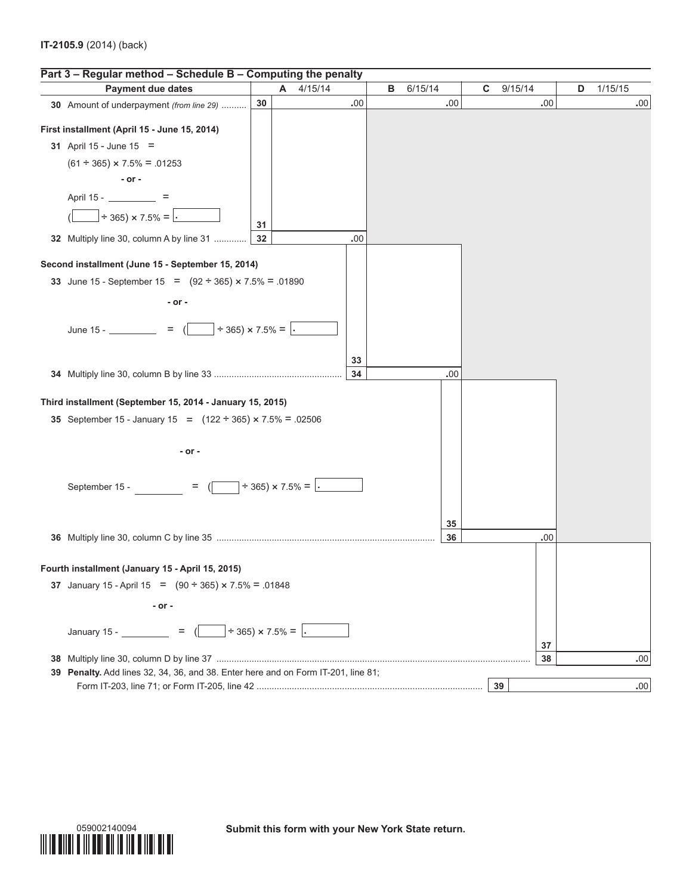IT-2105.9 (2014) (back)

## Part 3 – Regular method – Schedule B – Computing the penalty

| Payment due dates | | A 4/15/14 | B 6/15/14 | C 9/15/14 | D 1/15/15 |
|---|---|---|---|---|---|
| **30** Amount of underpayment *(from line 29)* .......... | 30 | .00 | .00 | .00 | .00 |

**First installment (April 15 - June 15, 2014)**

**31** April 15 - June 15 = 
$(61 \div 365) \times 7.5\% = .01253$

- or -

April 15 - __________ =
( ____ ÷ 365) × 7.5% = . ____ ........ **31**

**32** Multiply line 30, column A by line 31 ............ **32** .00

**Second installment (June 15 - September 15, 2014)**

**33** June 15 - September 15 = $(92 \div 365) \times 7.5\% = .01890$

- or -

June 15 - __________ = ( ____ ÷ 365) × 7.5% = . ____ ........ **33**

**34** Multiply line 30, column B by line 33 .................................................. **34** .00

**Third installment (September 15, 2014 - January 15, 2015)**

**35** September 15 - January 15 = $(122 \div 365) \times 7.5\% = .02506$

- or -

September 15 - __________ = ( ____ ÷ 365) × 7.5% = . ____ ........ **35**

**36** Multiply line 30, column C by line 35 ...................................................................................... **36** .00

**Fourth installment (January 15 - April 15, 2015)**

**37** January 15 - April 15 = $(90 \div 365) \times 7.5\% = .01848$

- or -

January 15 - __________ = ( ____ ÷ 365) × 7.5% = . ____ ........ **37**

**38** Multiply line 30, column D by line 37 .......................................................................................................... **38** .00

**39** **Penalty.** Add lines 32, 34, 36, and 38. Enter here and on Form IT-201, line 81; Form IT-203, line 71; or Form IT-205, line 42 ......................................................................................... **39** .00

059002140094

**Submit this form with your New York State return.**